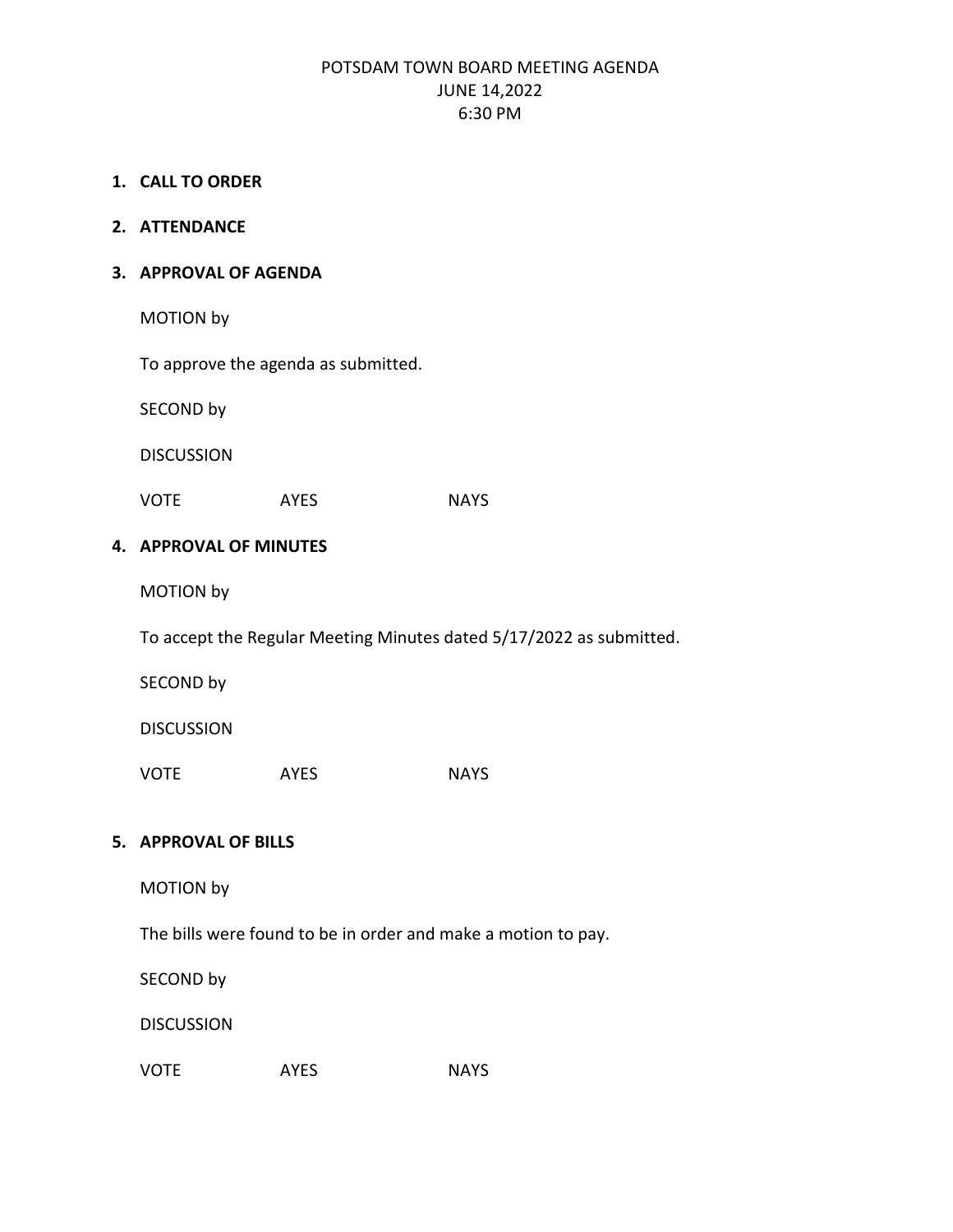# POTSDAM TOWN BOARD MEETING AGENDA
## JUNE 14,2022
## 6:30 PM

1. **CALL TO ORDER**

2. **ATTENDANCE**

3. **APPROVAL OF AGENDA**

   MOTION by

   To approve the agenda as submitted.

   SECOND by

   DISCUSSION

   VOTE AYES NAYS

4. **APPROVAL OF MINUTES**

   MOTION by

   To accept the Regular Meeting Minutes dated 5/17/2022 as submitted.

   SECOND by

   DISCUSSION

   VOTE AYES NAYS

5. **APPROVAL OF BILLS**

   MOTION by

   The bills were found to be in order and make a motion to pay.

   SECOND by

   DISCUSSION

   VOTE AYES NAYS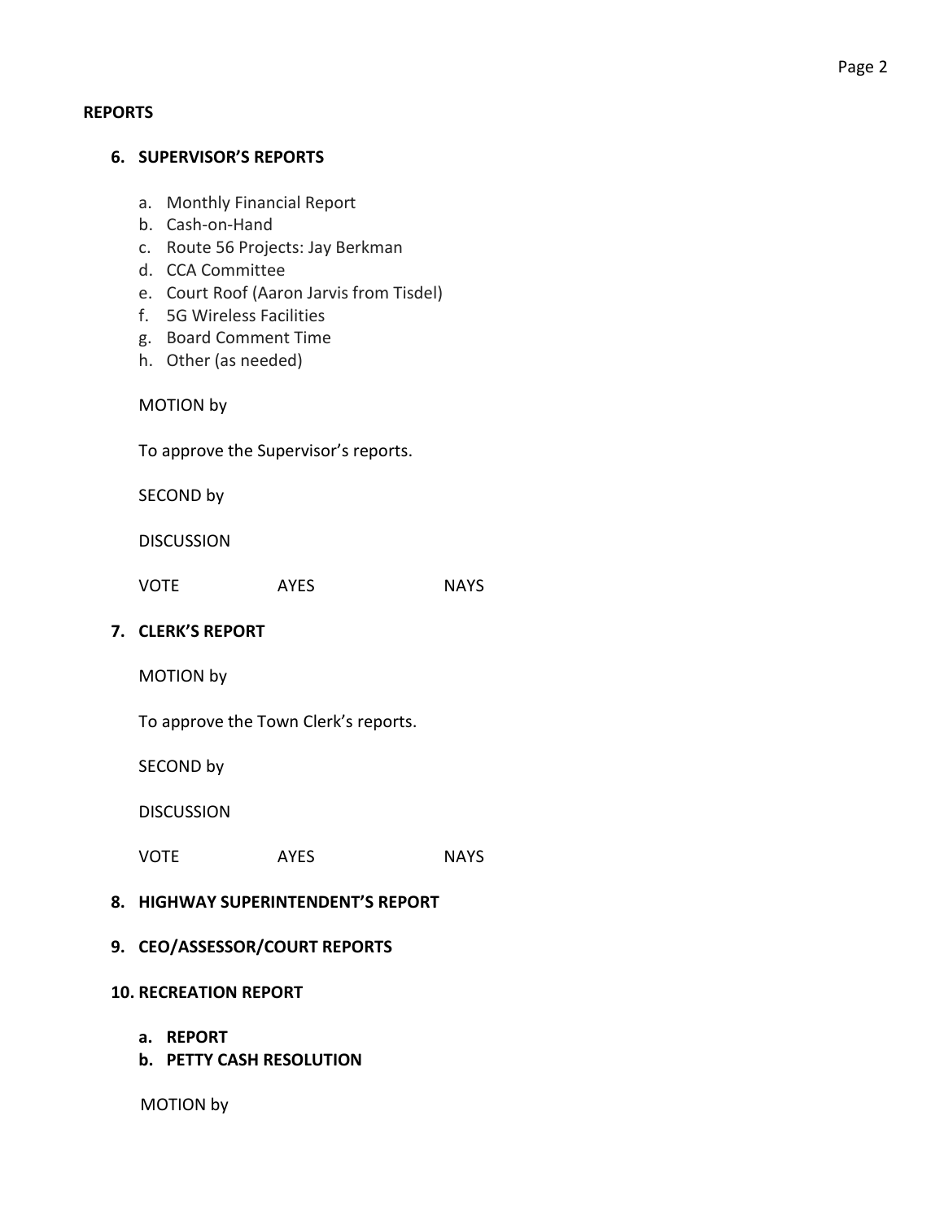**REPORTS**

**6. SUPERVISOR'S REPORTS**

a. Monthly Financial Report
b. Cash-on-Hand
c. Route 56 Projects: Jay Berkman
d. CCA Committee
e. Court Roof (Aaron Jarvis from Tisdel)
f. 5G Wireless Facilities
g. Board Comment Time
h. Other (as needed)

MOTION by

To approve the Supervisor's reports.

SECOND by

DISCUSSION

VOTE AYES NAYS

**7. CLERK'S REPORT**

MOTION by

To approve the Town Clerk's reports.

SECOND by

DISCUSSION

VOTE AYES NAYS

**8. HIGHWAY SUPERINTENDENT'S REPORT**

**9. CEO/ASSESSOR/COURT REPORTS**

**10. RECREATION REPORT**

**a. REPORT**
**b. PETTY CASH RESOLUTION**

MOTION by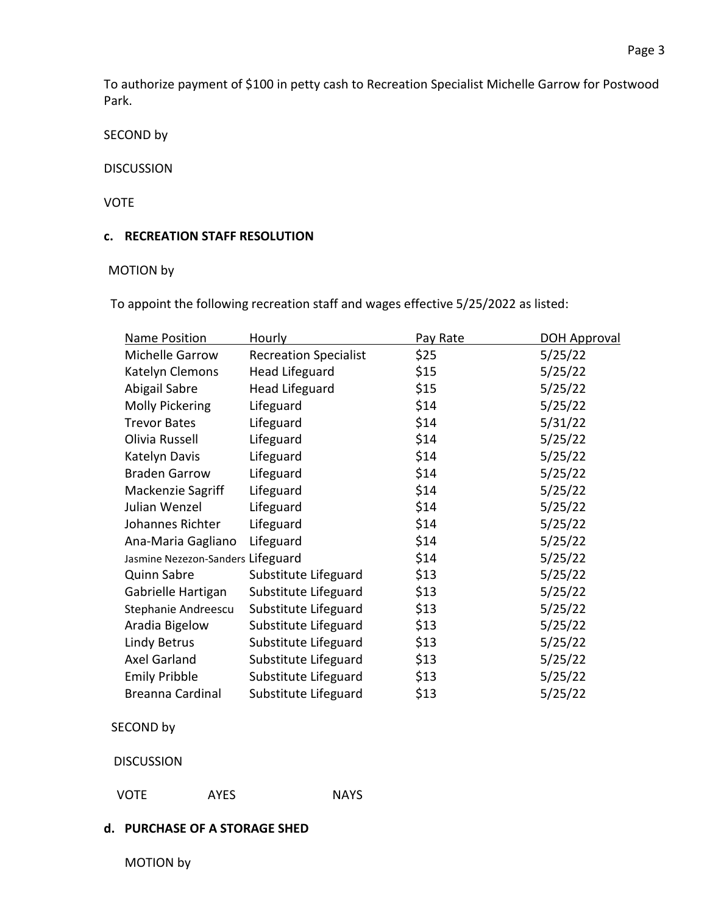To authorize payment of $100 in petty cash to Recreation Specialist Michelle Garrow for Postwood Park.

SECOND by

DISCUSSION

VOTE

**c. RECREATION STAFF RESOLUTION**

MOTION by

To appoint the following recreation staff and wages effective 5/25/2022 as listed:

| Name Position | Hourly | Pay Rate | DOH Approval |
|---|---|---|---|
| Michelle Garrow | Recreation Specialist | $25 | 5/25/22 |
| Katelyn Clemons | Head Lifeguard | $15 | 5/25/22 |
| Abigail Sabre | Head Lifeguard | $15 | 5/25/22 |
| Molly Pickering | Lifeguard | $14 | 5/25/22 |
| Trevor Bates | Lifeguard | $14 | 5/31/22 |
| Olivia Russell | Lifeguard | $14 | 5/25/22 |
| Katelyn Davis | Lifeguard | $14 | 5/25/22 |
| Braden Garrow | Lifeguard | $14 | 5/25/22 |
| Mackenzie Sagriff | Lifeguard | $14 | 5/25/22 |
| Julian Wenzel | Lifeguard | $14 | 5/25/22 |
| Johannes Richter | Lifeguard | $14 | 5/25/22 |
| Ana-Maria Gagliano | Lifeguard | $14 | 5/25/22 |
| Jasmine Nezezon-Sanders | Lifeguard | $14 | 5/25/22 |
| Quinn Sabre | Substitute Lifeguard | $13 | 5/25/22 |
| Gabrielle Hartigan | Substitute Lifeguard | $13 | 5/25/22 |
| Stephanie Andreescu | Substitute Lifeguard | $13 | 5/25/22 |
| Aradia Bigelow | Substitute Lifeguard | $13 | 5/25/22 |
| Lindy Betrus | Substitute Lifeguard | $13 | 5/25/22 |
| Axel Garland | Substitute Lifeguard | $13 | 5/25/22 |
| Emily Pribble | Substitute Lifeguard | $13 | 5/25/22 |
| Breanna Cardinal | Substitute Lifeguard | $13 | 5/25/22 |

SECOND by

DISCUSSION

VOTE AYES NAYS

**d. PURCHASE OF A STORAGE SHED**

MOTION by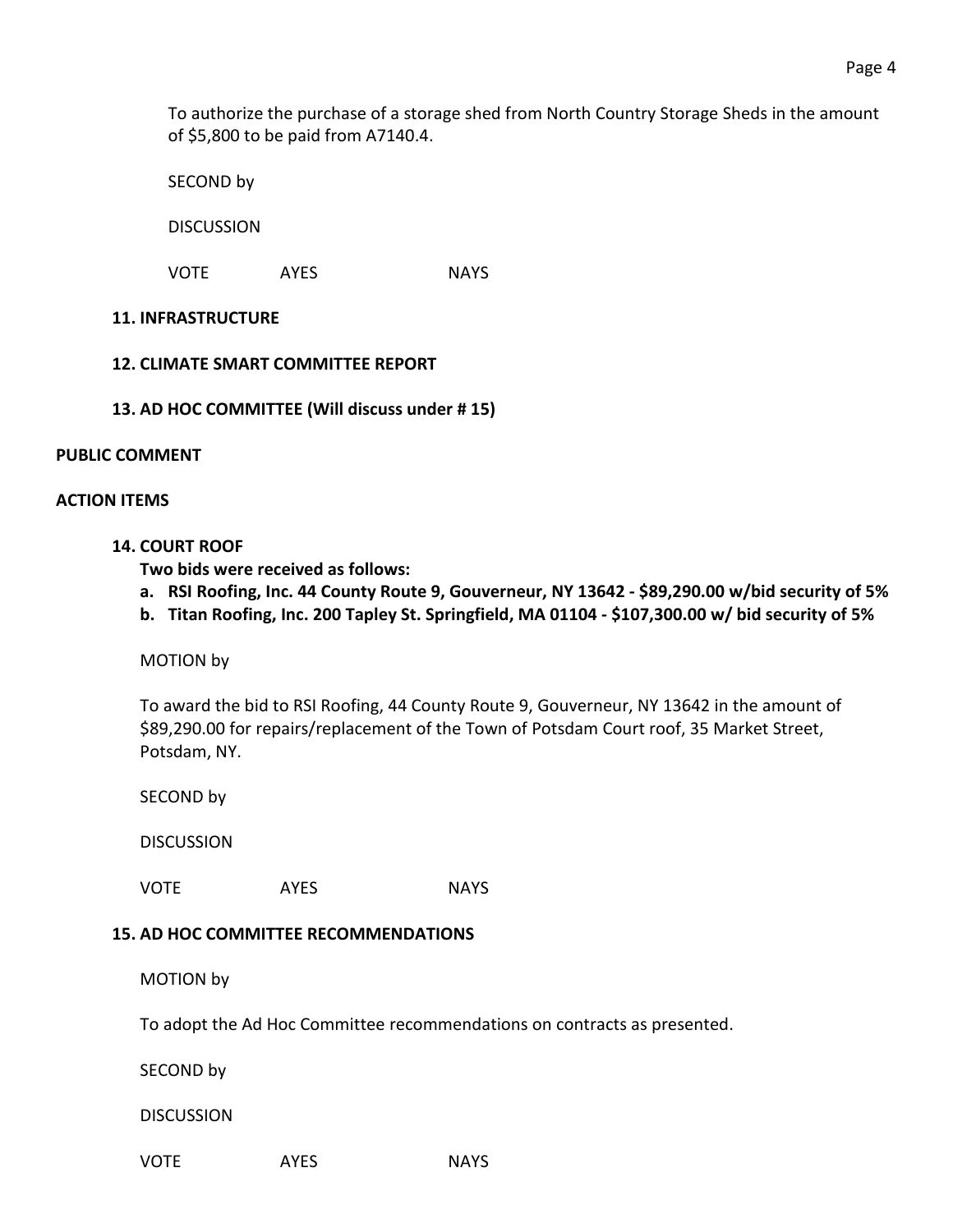To authorize the purchase of a storage shed from North Country Storage Sheds in the amount of $5,800 to be paid from A7140.4.

SECOND by

DISCUSSION

VOTE AYES NAYS

**11. INFRASTRUCTURE**

**12. CLIMATE SMART COMMITTEE REPORT**

**13. AD HOC COMMITTEE (Will discuss under # 15)**

**PUBLIC COMMENT**

**ACTION ITEMS**

**14. COURT ROOF**

**Two bids were received as follows:**

**a. RSI Roofing, Inc. 44 County Route 9, Gouverneur, NY 13642 - $89,290.00 w/bid security of 5%**

**b. Titan Roofing, Inc. 200 Tapley St. Springfield, MA 01104 - $107,300.00 w/ bid security of 5%**

MOTION by

To award the bid to RSI Roofing, 44 County Route 9, Gouverneur, NY 13642 in the amount of $89,290.00 for repairs/replacement of the Town of Potsdam Court roof, 35 Market Street, Potsdam, NY.

SECOND by

DISCUSSION

VOTE AYES NAYS

**15. AD HOC COMMITTEE RECOMMENDATIONS**

MOTION by

To adopt the Ad Hoc Committee recommendations on contracts as presented.

SECOND by

DISCUSSION

VOTE AYES NAYS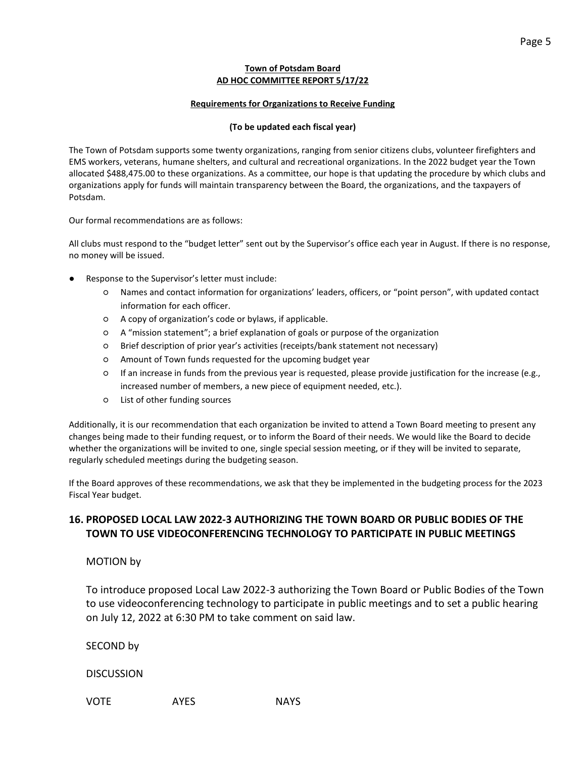**Town of Potsdam Board**
**AD HOC COMMITTEE REPORT 5/17/22**

**Requirements for Organizations to Receive Funding**

**(To be updated each fiscal year)**

The Town of Potsdam supports some twenty organizations, ranging from senior citizens clubs, volunteer firefighters and EMS workers, veterans, humane shelters, and cultural and recreational organizations. In the 2022 budget year the Town allocated $488,475.00 to these organizations. As a committee, our hope is that updating the procedure by which clubs and organizations apply for funds will maintain transparency between the Board, the organizations, and the taxpayers of Potsdam.

Our formal recommendations are as follows:

All clubs must respond to the "budget letter" sent out by the Supervisor's office each year in August. If there is no response, no money will be issued.

- Response to the Supervisor's letter must include:
  - Names and contact information for organizations' leaders, officers, or "point person", with updated contact information for each officer.
  - A copy of organization's code or bylaws, if applicable.
  - A "mission statement"; a brief explanation of goals or purpose of the organization
  - Brief description of prior year's activities (receipts/bank statement not necessary)
  - Amount of Town funds requested for the upcoming budget year
  - If an increase in funds from the previous year is requested, please provide justification for the increase (e.g., increased number of members, a new piece of equipment needed, etc.).
  - List of other funding sources

Additionally, it is our recommendation that each organization be invited to attend a Town Board meeting to present any changes being made to their funding request, or to inform the Board of their needs. We would like the Board to decide whether the organizations will be invited to one, single special session meeting, or if they will be invited to separate, regularly scheduled meetings during the budgeting season.

If the Board approves of these recommendations, we ask that they be implemented in the budgeting process for the 2023 Fiscal Year budget.

## 16. PROPOSED LOCAL LAW 2022-3 AUTHORIZING THE TOWN BOARD OR PUBLIC BODIES OF THE TOWN TO USE VIDEOCONFERENCING TECHNOLOGY TO PARTICIPATE IN PUBLIC MEETINGS

MOTION by

To introduce proposed Local Law 2022-3 authorizing the Town Board or Public Bodies of the Town to use videoconferencing technology to participate in public meetings and to set a public hearing on July 12, 2022 at 6:30 PM to take comment on said law.

SECOND by

DISCUSSION

VOTE AYES NAYS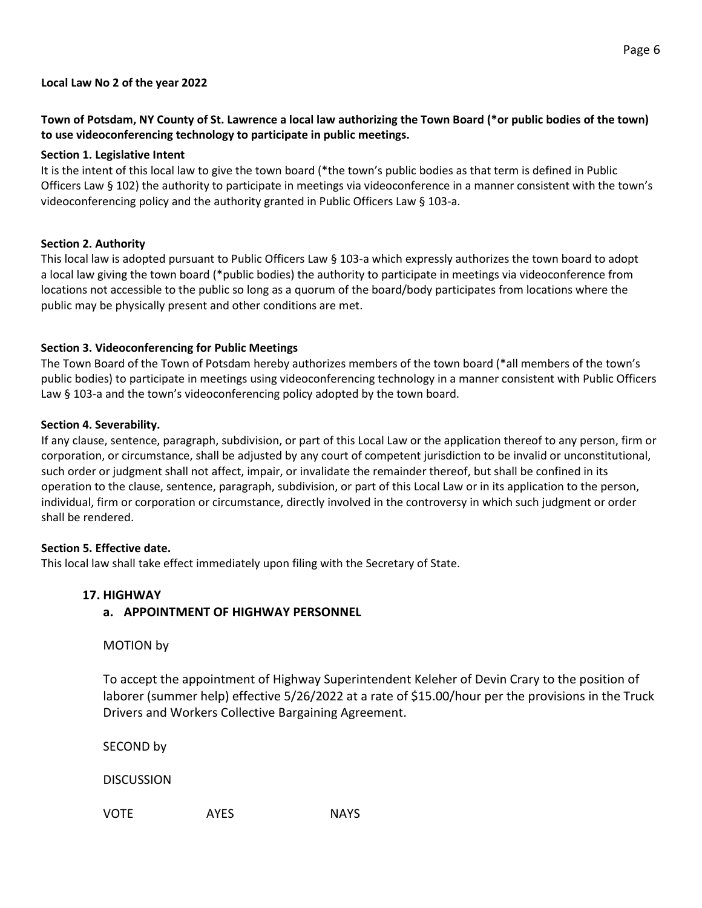**Local Law No 2 of the year 2022**

**Town of Potsdam, NY County of St. Lawrence a local law authorizing the Town Board (*or public bodies of the town) to use videoconferencing technology to participate in public meetings.**

**Section 1. Legislative Intent**

It is the intent of this local law to give the town board (*the town's public bodies as that term is defined in Public Officers Law § 102) the authority to participate in meetings via videoconference in a manner consistent with the town's videoconferencing policy and the authority granted in Public Officers Law § 103-a.

**Section 2. Authority**

This local law is adopted pursuant to Public Officers Law § 103-a which expressly authorizes the town board to adopt a local law giving the town board (*public bodies) the authority to participate in meetings via videoconference from locations not accessible to the public so long as a quorum of the board/body participates from locations where the public may be physically present and other conditions are met.

**Section 3. Videoconferencing for Public Meetings**

The Town Board of the Town of Potsdam hereby authorizes members of the town board (*all members of the town's public bodies) to participate in meetings using videoconferencing technology in a manner consistent with Public Officers Law § 103-a and the town's videoconferencing policy adopted by the town board.

**Section 4. Severability.**

If any clause, sentence, paragraph, subdivision, or part of this Local Law or the application thereof to any person, firm or corporation, or circumstance, shall be adjusted by any court of competent jurisdiction to be invalid or unconstitutional, such order or judgment shall not affect, impair, or invalidate the remainder thereof, but shall be confined in its operation to the clause, sentence, paragraph, subdivision, or part of this Local Law or in its application to the person, individual, firm or corporation or circumstance, directly involved in the controversy in which such judgment or order shall be rendered.

**Section 5. Effective date.**

This local law shall take effect immediately upon filing with the Secretary of State.

**17. HIGHWAY**

**a. APPOINTMENT OF HIGHWAY PERSONNEL**

MOTION by

To accept the appointment of Highway Superintendent Keleher of Devin Crary to the position of laborer (summer help) effective 5/26/2022 at a rate of $15.00/hour per the provisions in the Truck Drivers and Workers Collective Bargaining Agreement.

SECOND by

DISCUSSION

VOTE AYES NAYS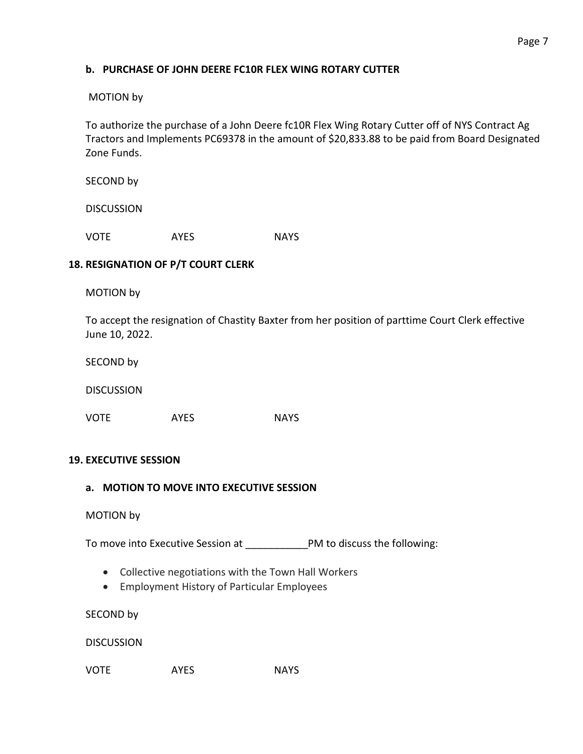**b. PURCHASE OF JOHN DEERE FC10R FLEX WING ROTARY CUTTER**

MOTION by

To authorize the purchase of a John Deere fc10R Flex Wing Rotary Cutter off of NYS Contract Ag Tractors and Implements PC69378 in the amount of $20,833.88 to be paid from Board Designated Zone Funds.

SECOND by

DISCUSSION

VOTE AYES NAYS

**18. RESIGNATION OF P/T COURT CLERK**

MOTION by

To accept the resignation of Chastity Baxter from her position of parttime Court Clerk effective June 10, 2022.

SECOND by

DISCUSSION

VOTE AYES NAYS

**19. EXECUTIVE SESSION**

**a. MOTION TO MOVE INTO EXECUTIVE SESSION**

MOTION by

To move into Executive Session at ___________PM to discuss the following:

- Collective negotiations with the Town Hall Workers
- Employment History of Particular Employees

SECOND by

DISCUSSION

VOTE AYES NAYS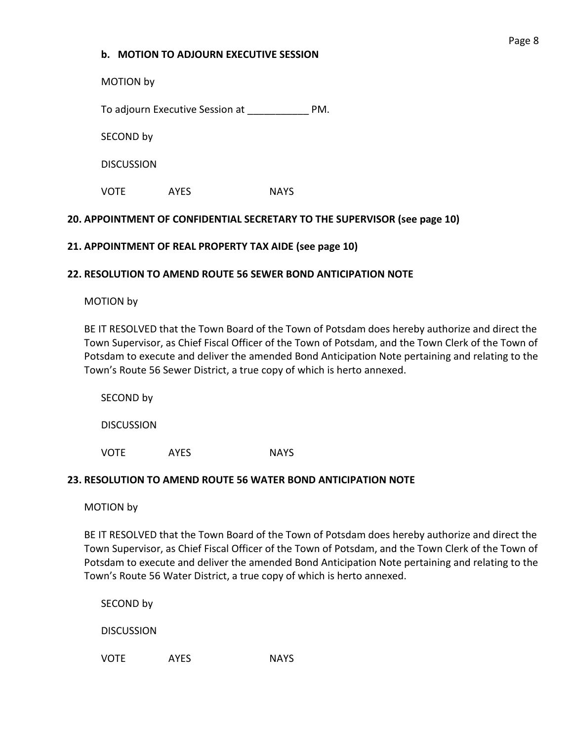**b. MOTION TO ADJOURN EXECUTIVE SESSION**

MOTION by

To adjourn Executive Session at ___________ PM.

SECOND by

DISCUSSION

VOTE AYES NAYS

**20. APPOINTMENT OF CONFIDENTIAL SECRETARY TO THE SUPERVISOR (see page 10)**

**21. APPOINTMENT OF REAL PROPERTY TAX AIDE (see page 10)**

**22. RESOLUTION TO AMEND ROUTE 56 SEWER BOND ANTICIPATION NOTE**

MOTION by

BE IT RESOLVED that the Town Board of the Town of Potsdam does hereby authorize and direct the Town Supervisor, as Chief Fiscal Officer of the Town of Potsdam, and the Town Clerk of the Town of Potsdam to execute and deliver the amended Bond Anticipation Note pertaining and relating to the Town's Route 56 Sewer District, a true copy of which is herto annexed.

SECOND by

DISCUSSION

VOTE AYES NAYS

**23. RESOLUTION TO AMEND ROUTE 56 WATER BOND ANTICIPATION NOTE**

MOTION by

BE IT RESOLVED that the Town Board of the Town of Potsdam does hereby authorize and direct the Town Supervisor, as Chief Fiscal Officer of the Town of Potsdam, and the Town Clerk of the Town of Potsdam to execute and deliver the amended Bond Anticipation Note pertaining and relating to the Town's Route 56 Water District, a true copy of which is herto annexed.

SECOND by

DISCUSSION

VOTE AYES NAYS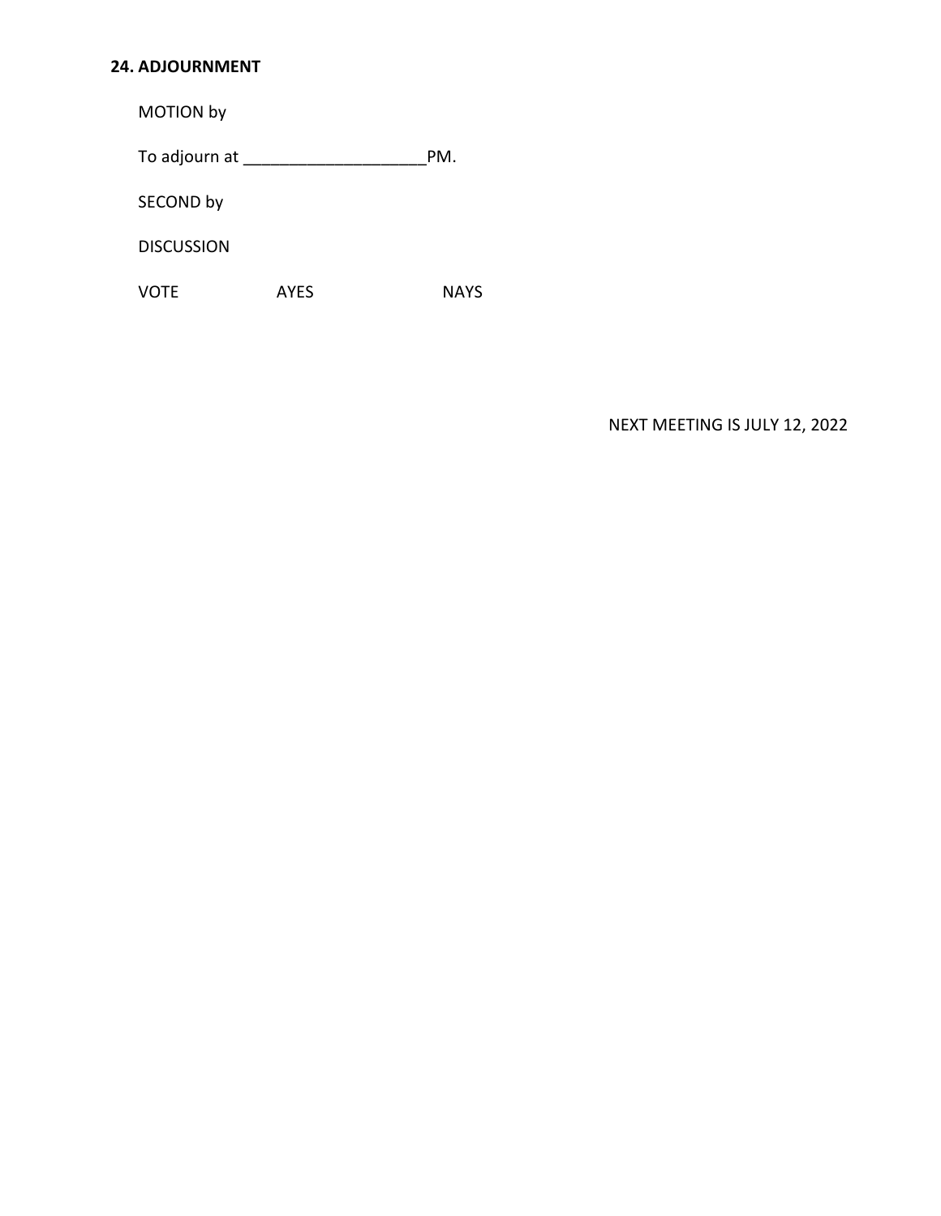**24. ADJOURNMENT**

MOTION by

To adjourn at ____________________PM.

SECOND by

DISCUSSION

VOTE AYES NAYS

NEXT MEETING IS JULY 12, 2022